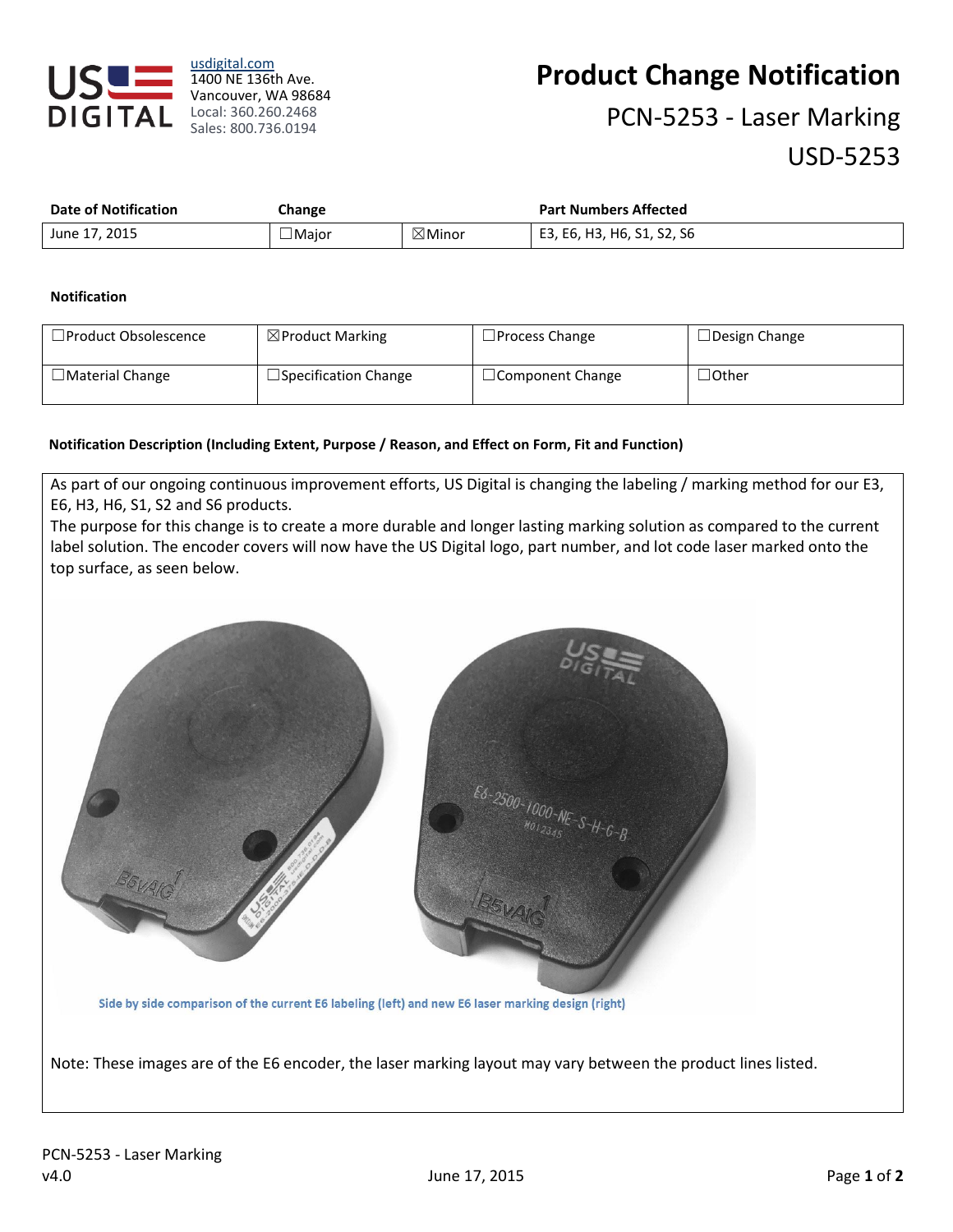usdigital.com
1400 NE 136th Ave.
Vancouver, WA 98684
Local: 360.260.2468
Sales: 800.736.0194

# Product Change Notification

## PCN-5253 - Laser Marking

## USD-5253

| Date of Notification | Change | | Part Numbers Affected |
|---|---|---|---|
| June 17, 2015 | ☐Major | ☒Minor | E3, E6, H3, H6, S1, S2, S6 |

**Notification**

| | | | |
|---|---|---|---|
| ☐Product Obsolescence | ☒Product Marking | ☐Process Change | ☐Design Change |
| ☐Material Change | ☐Specification Change | ☐Component Change | ☐Other |

**Notification Description (Including Extent, Purpose / Reason, and Effect on Form, Fit and Function)**

As part of our ongoing continuous improvement efforts, US Digital is changing the labeling / marking method for our E3, E6, H3, H6, S1, S2 and S6 products.
The purpose for this change is to create a more durable and longer lasting marking solution as compared to the current label solution. The encoder covers will now have the US Digital logo, part number, and lot code laser marked onto the top surface, as seen below.

Side by side comparison of the current E6 labeling (left) and new E6 laser marking design (right)

Note: These images are of the E6 encoder, the laser marking layout may vary between the product lines listed.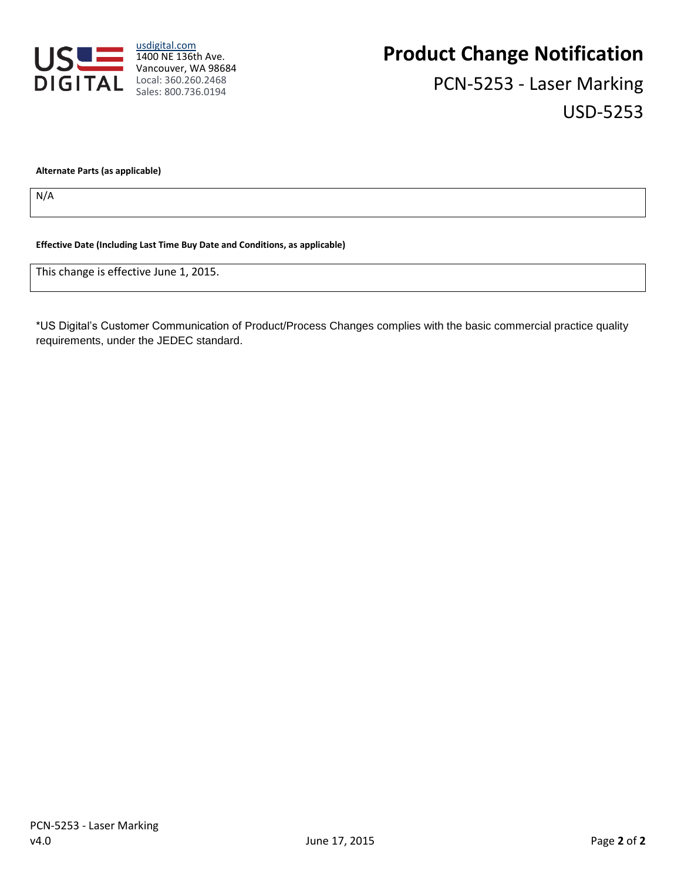**Alternate Parts (as applicable)**

N/A

**Effective Date (Including Last Time Buy Date and Conditions, as applicable)**

This change is effective June 1, 2015.

*US Digital's Customer Communication of Product/Process Changes complies with the basic commercial practice quality requirements, under the JEDEC standard.